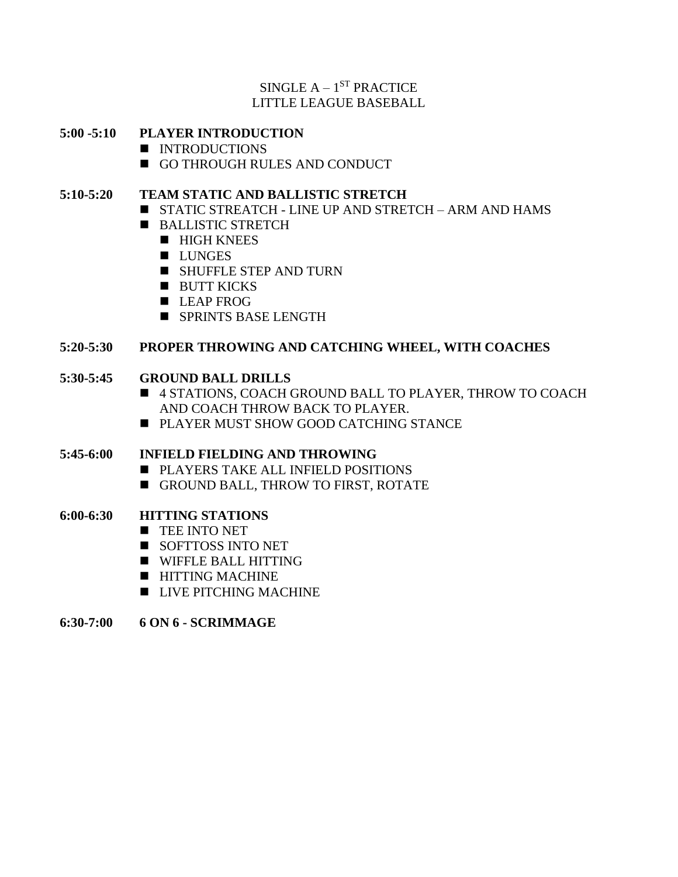SINGLE A – 1ST PRACTICE
LITTLE LEAGUE BASEBALL

**5:00 -5:10 PLAYER INTRODUCTION**

- INTRODUCTIONS
- GO THROUGH RULES AND CONDUCT

**5:10-5:20 TEAM STATIC AND BALLISTIC STRETCH**

- STATIC STREATCH - LINE UP AND STRETCH – ARM AND HAMS
- BALLISTIC STRETCH
  - HIGH KNEES
  - LUNGES
  - SHUFFLE STEP AND TURN
  - BUTT KICKS
  - LEAP FROG
  - SPRINTS BASE LENGTH

**5:20-5:30 PROPER THROWING AND CATCHING WHEEL, WITH COACHES**

**5:30-5:45 GROUND BALL DRILLS**

- 4 STATIONS, COACH GROUND BALL TO PLAYER, THROW TO COACH AND COACH THROW BACK TO PLAYER.
- PLAYER MUST SHOW GOOD CATCHING STANCE

**5:45-6:00 INFIELD FIELDING AND THROWING**

- PLAYERS TAKE ALL INFIELD POSITIONS
- GROUND BALL, THROW TO FIRST, ROTATE

**6:00-6:30 HITTING STATIONS**

- TEE INTO NET
- SOFTTOSS INTO NET
- WIFFLE BALL HITTING
- HITTING MACHINE
- LIVE PITCHING MACHINE

**6:30-7:00 6 ON 6 - SCRIMMAGE**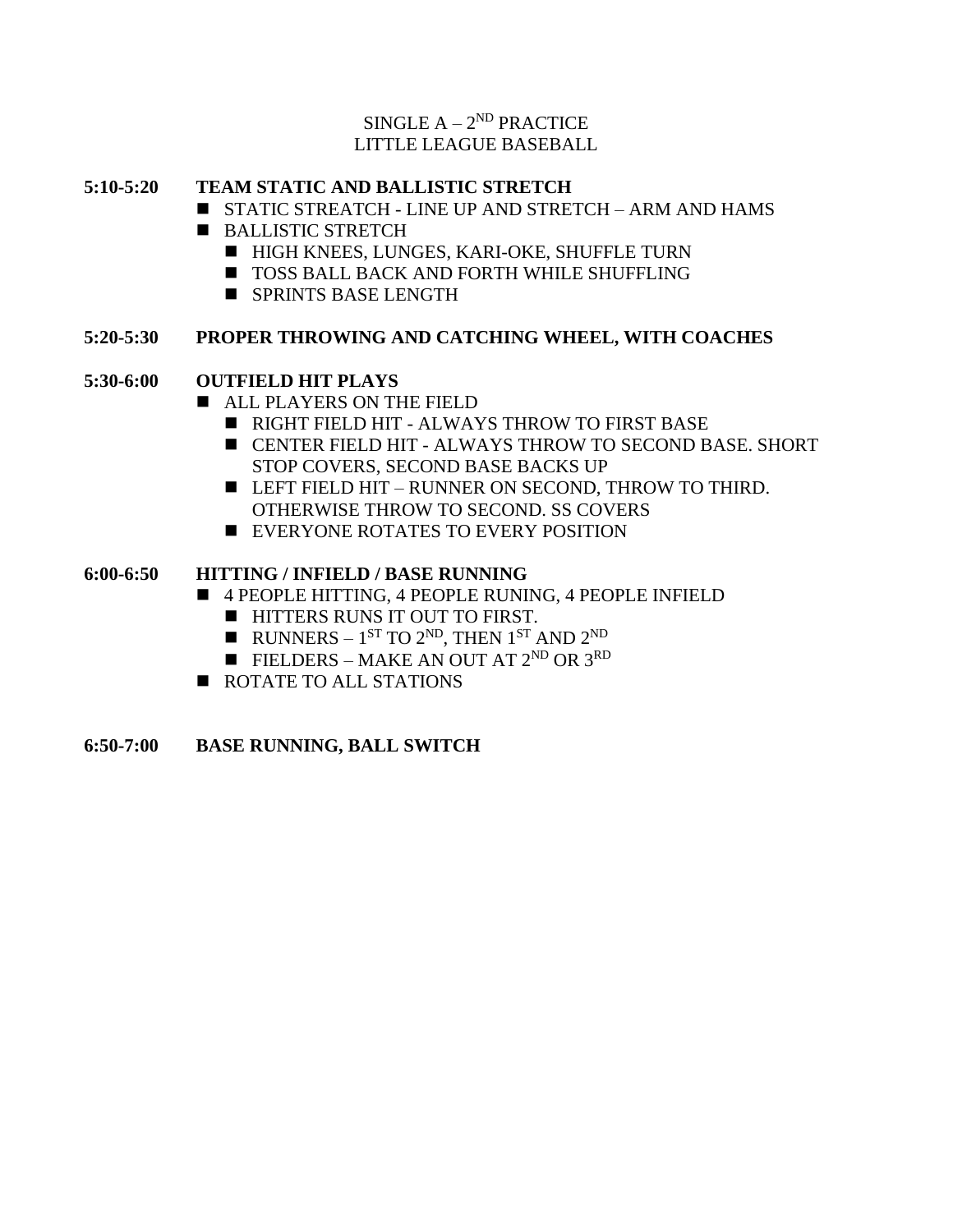SINGLE A – 2$^{ND}$ PRACTICE
LITTLE LEAGUE BASEBALL

**5:10-5:20 TEAM STATIC AND BALLISTIC STRETCH**

- STATIC STREATCH - LINE UP AND STRETCH – ARM AND HAMS
- BALLISTIC STRETCH
  - HIGH KNEES, LUNGES, KARI-OKE, SHUFFLE TURN
  - TOSS BALL BACK AND FORTH WHILE SHUFFLING
  - SPRINTS BASE LENGTH

**5:20-5:30 PROPER THROWING AND CATCHING WHEEL, WITH COACHES**

**5:30-6:00 OUTFIELD HIT PLAYS**

- ALL PLAYERS ON THE FIELD
  - RIGHT FIELD HIT - ALWAYS THROW TO FIRST BASE
  - CENTER FIELD HIT - ALWAYS THROW TO SECOND BASE. SHORT STOP COVERS, SECOND BASE BACKS UP
  - LEFT FIELD HIT – RUNNER ON SECOND, THROW TO THIRD. OTHERWISE THROW TO SECOND. SS COVERS
  - EVERYONE ROTATES TO EVERY POSITION

**6:00-6:50 HITTING / INFIELD / BASE RUNNING**

- 4 PEOPLE HITTING, 4 PEOPLE RUNING, 4 PEOPLE INFIELD
  - HITTERS RUNS IT OUT TO FIRST.
  - RUNNERS – 1$^{ST}$ TO 2$^{ND}$, THEN 1$^{ST}$ AND 2$^{ND}$
  - FIELDERS – MAKE AN OUT AT 2$^{ND}$ OR 3$^{RD}$
- ROTATE TO ALL STATIONS

**6:50-7:00 BASE RUNNING, BALL SWITCH**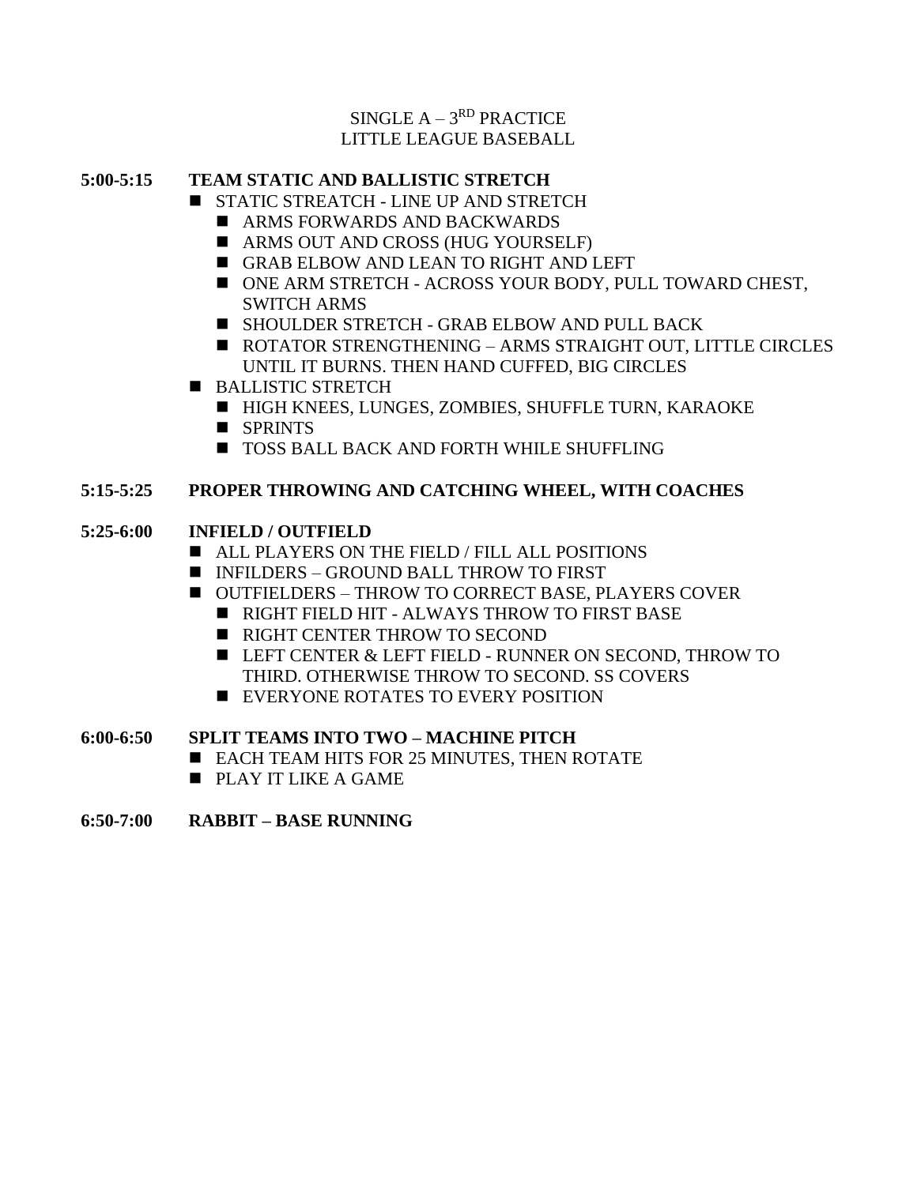SINGLE A – 3RD PRACTICE
LITTLE LEAGUE BASEBALL

**5:00-5:15 TEAM STATIC AND BALLISTIC STRETCH**

- STATIC STREATCH - LINE UP AND STRETCH
  - ARMS FORWARDS AND BACKWARDS
  - ARMS OUT AND CROSS (HUG YOURSELF)
  - GRAB ELBOW AND LEAN TO RIGHT AND LEFT
  - ONE ARM STRETCH - ACROSS YOUR BODY, PULL TOWARD CHEST, SWITCH ARMS
  - SHOULDER STRETCH - GRAB ELBOW AND PULL BACK
  - ROTATOR STRENGTHENING – ARMS STRAIGHT OUT, LITTLE CIRCLES UNTIL IT BURNS. THEN HAND CUFFED, BIG CIRCLES
- BALLISTIC STRETCH
  - HIGH KNEES, LUNGES, ZOMBIES, SHUFFLE TURN, KARAOKE
  - SPRINTS
  - TOSS BALL BACK AND FORTH WHILE SHUFFLING

**5:15-5:25 PROPER THROWING AND CATCHING WHEEL, WITH COACHES**

**5:25-6:00 INFIELD / OUTFIELD**

- ALL PLAYERS ON THE FIELD / FILL ALL POSITIONS
- INFILDERS – GROUND BALL THROW TO FIRST
- OUTFIELDERS – THROW TO CORRECT BASE, PLAYERS COVER
  - RIGHT FIELD HIT - ALWAYS THROW TO FIRST BASE
  - RIGHT CENTER THROW TO SECOND
  - LEFT CENTER & LEFT FIELD - RUNNER ON SECOND, THROW TO THIRD. OTHERWISE THROW TO SECOND. SS COVERS
  - EVERYONE ROTATES TO EVERY POSITION

**6:00-6:50 SPLIT TEAMS INTO TWO – MACHINE PITCH**

- EACH TEAM HITS FOR 25 MINUTES, THEN ROTATE
- PLAY IT LIKE A GAME

**6:50-7:00 RABBIT – BASE RUNNING**